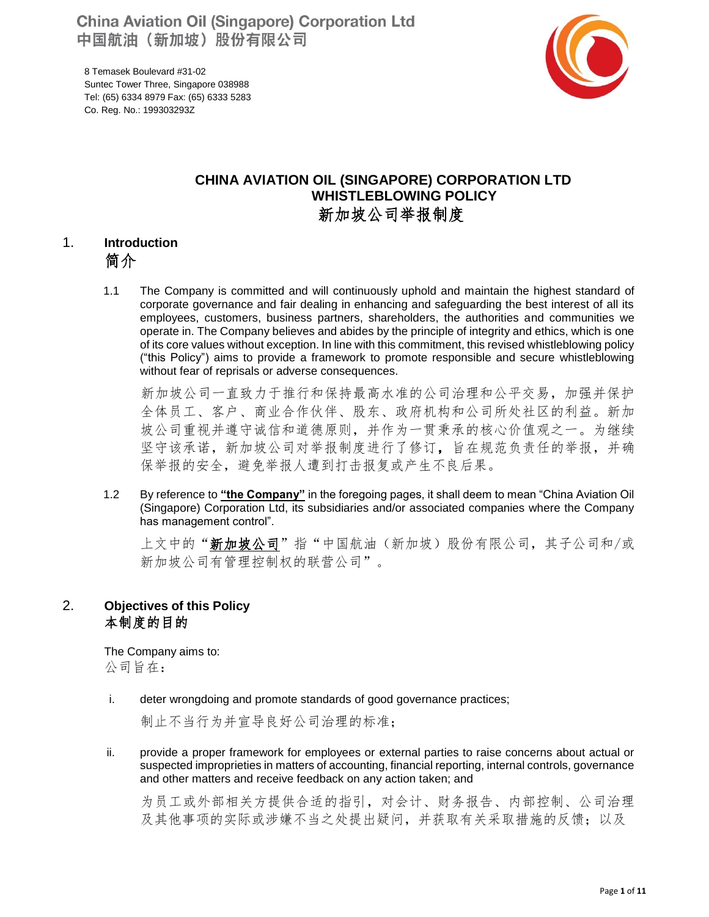China Aviation Oil (Singapore) Corporation Ltd
中国航油（新加坡）股份有限公司

8 Temasek Boulevard #31-02
Suntec Tower Three, Singapore 038988
Tel: (65) 6334 8979 Fax: (65) 6333 5283
Co. Reg. No.: 199303293Z

# CHINA AVIATION OIL (SINGAPORE) CORPORATION LTD WHISTLEBLOWING POLICY
# 新加坡公司举报制度

## 1. Introduction
## 简介

1.1 The Company is committed and will continuously uphold and maintain the highest standard of corporate governance and fair dealing in enhancing and safeguarding the best interest of all its employees, customers, business partners, shareholders, the authorities and communities we operate in. The Company believes and abides by the principle of integrity and ethics, which is one of its core values without exception. In line with this commitment, this revised whistleblowing policy ("this Policy") aims to provide a framework to promote responsible and secure whistleblowing without fear of reprisals or adverse consequences.

新加坡公司一直致力于推行和保持最高水准的公司治理和公平交易，加强并保护全体员工、客户、商业合作伙伴、股东、政府机构和公司所处社区的利益。新加坡公司重视并遵守诚信和道德原则，并作为一贯秉承的核心价值观之一。为继续坚守该承诺，新加坡公司对举报制度进行了修订，旨在规范负责任的举报，并确保举报的安全，避免举报人遭到打击报复或产生不良后果。

1.2 By reference to **"the Company"** in the foregoing pages, it shall deem to mean "China Aviation Oil (Singapore) Corporation Ltd, its subsidiaries and/or associated companies where the Company has management control".

上文中的"**新加坡公司**"指"中国航油（新加坡）股份有限公司，其子公司和/或新加坡公司有管理控制权的联营公司"。

## 2. Objectives of this Policy
## 本制度的目的

The Company aims to:
公司旨在：

i. deter wrongdoing and promote standards of good governance practices;

制止不当行为并宣导良好公司治理的标准；

ii. provide a proper framework for employees or external parties to raise concerns about actual or suspected improprieties in matters of accounting, financial reporting, internal controls, governance and other matters and receive feedback on any action taken; and

为员工或外部相关方提供合适的指引，对会计、财务报告、内部控制、公司治理及其他事项的实际或涉嫌不当之处提出疑问，并获取有关采取措施的反馈；以及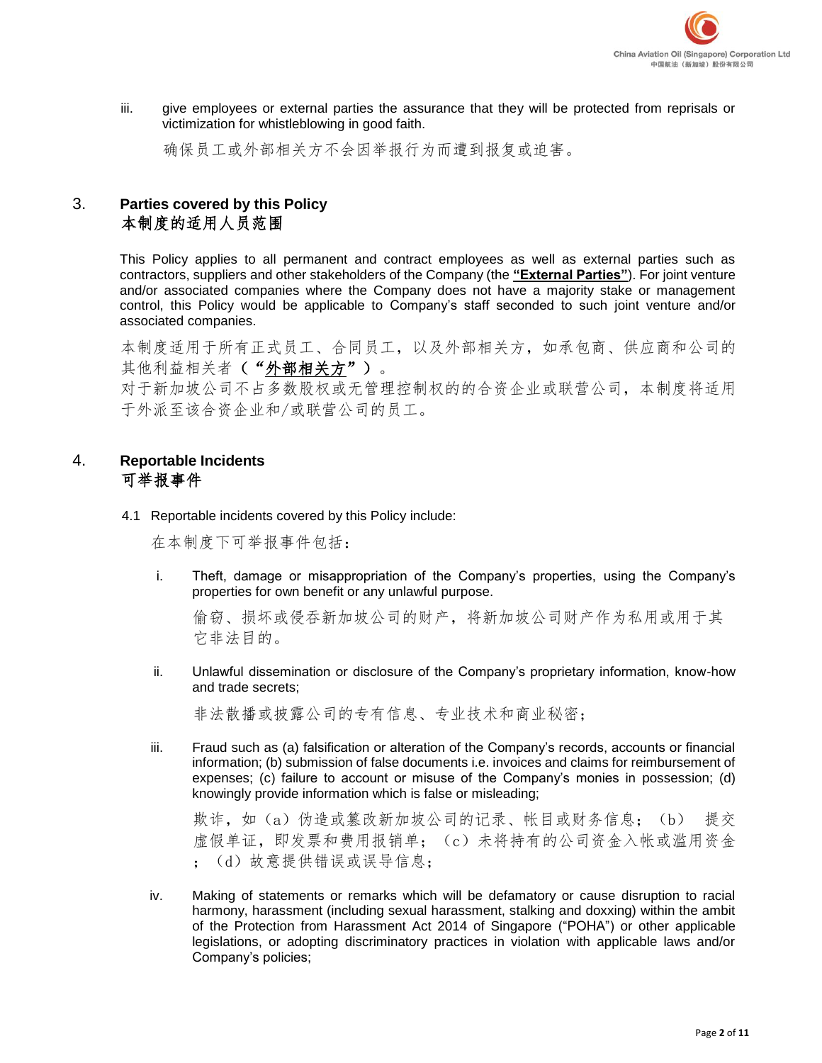iii. give employees or external parties the assurance that they will be protected from reprisals or victimization for whistleblowing in good faith.

   确保员工或外部相关方不会因举报行为而遭到报复或迫害。

## 3. Parties covered by this Policy 本制度的适用人员范围

This Policy applies to all permanent and contract employees as well as external parties such as contractors, suppliers and other stakeholders of the Company (the **"External Parties"**). For joint venture and/or associated companies where the Company does not have a majority stake or management control, this Policy would be applicable to Company's staff seconded to such joint venture and/or associated companies.

本制度适用于所有正式员工、合同员工，以及外部相关方，如承包商、供应商和公司的其他利益相关者（**"外部相关方"**）。
对于新加坡公司不占多数股权或无管理控制权的的合资企业或联营公司，本制度将适用于外派至该合资企业和/或联营公司的员工。

## 4. Reportable Incidents 可举报事件

4.1 Reportable incidents covered by this Policy include:

在本制度下可举报事件包括：

i. Theft, damage or misappropriation of the Company's properties, using the Company's properties for own benefit or any unlawful purpose.

   偷窃、损坏或侵吞新加坡公司的财产，将新加坡公司财产作为私用或用于其它非法目的。

ii. Unlawful dissemination or disclosure of the Company's proprietary information, know-how and trade secrets;

   非法散播或披露公司的专有信息、专业技术和商业秘密；

iii. Fraud such as (a) falsification or alteration of the Company's records, accounts or financial information; (b) submission of false documents i.e. invoices and claims for reimbursement of expenses; (c) failure to account or misuse of the Company's monies in possession; (d) knowingly provide information which is false or misleading;

   欺诈，如（a）伪造或篡改新加坡公司的记录、帐目或财务信息；（b） 提交虚假单证，即发票和费用报销单；（c）未将持有的公司资金入帐或滥用资金；（d）故意提供错误或误导信息；

iv. Making of statements or remarks which will be defamatory or cause disruption to racial harmony, harassment (including sexual harassment, stalking and doxxing) within the ambit of the Protection from Harassment Act 2014 of Singapore ("POHA") or other applicable legislations, or adopting discriminatory practices in violation with applicable laws and/or Company's policies;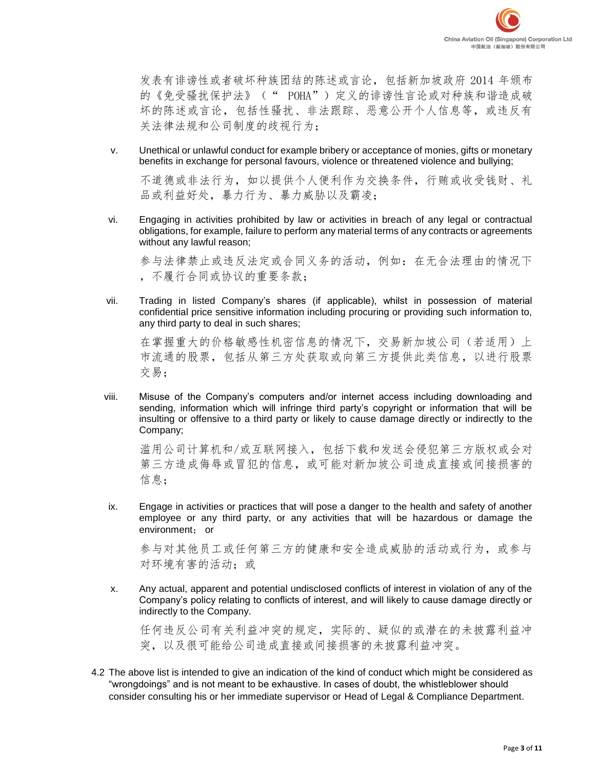发表有诽谤性或者破坏种族团结的陈述或言论，包括新加坡政府 2014 年颁布的《免受骚扰保护法》（“ POHA”）定义的诽谤性言论或对种族和谐造成破坏的陈述或言论，包括性骚扰、非法跟踪、恶意公开个人信息等，或违反有关法律法规和公司制度的歧视行为；

v. Unethical or unlawful conduct for example bribery or acceptance of monies, gifts or monetary benefits in exchange for personal favours, violence or threatened violence and bullying;

   不道德或非法行为，如以提供个人便利作为交换条件，行贿或收受钱财、礼品或利益好处，暴力行为、暴力威胁以及霸凌；

vi. Engaging in activities prohibited by law or activities in breach of any legal or contractual obligations, for example, failure to perform any material terms of any contracts or agreements without any lawful reason;

   参与法律禁止或违反法定或合同义务的活动，例如：在无合法理由的情况下，不履行合同或协议的重要条款；

vii. Trading in listed Company's shares (if applicable), whilst in possession of material confidential price sensitive information including procuring or providing such information to, any third party to deal in such shares;

   在掌握重大的价格敏感性机密信息的情况下，交易新加坡公司（若适用）上市流通的股票，包括从第三方处获取或向第三方提供此类信息，以进行股票交易；

viii. Misuse of the Company's computers and/or internet access including downloading and sending, information which will infringe third party's copyright or information that will be insulting or offensive to a third party or likely to cause damage directly or indirectly to the Company;

   滥用公司计算机和/或互联网接入，包括下载和发送会侵犯第三方版权或会对第三方造成侮辱或冒犯的信息，或可能对新加坡公司造成直接或间接损害的信息；

ix. Engage in activities or practices that will pose a danger to the health and safety of another employee or any third party, or any activities that will be hazardous or damage the environment; or

   参与对其他员工或任何第三方的健康和安全造成威胁的活动或行为，或参与对环境有害的活动；或

x. Any actual, apparent and potential undisclosed conflicts of interest in violation of any of the Company's policy relating to conflicts of interest, and will likely to cause damage directly or indirectly to the Company.

   任何违反公司有关利益冲突的规定，实际的、疑似的或潜在的未披露利益冲突，以及很可能给公司造成直接或间接损害的未披露利益冲突。

4.2 The above list is intended to give an indication of the kind of conduct which might be considered as "wrongdoings" and is not meant to be exhaustive. In cases of doubt, the whistleblower should consider consulting his or her immediate supervisor or Head of Legal & Compliance Department.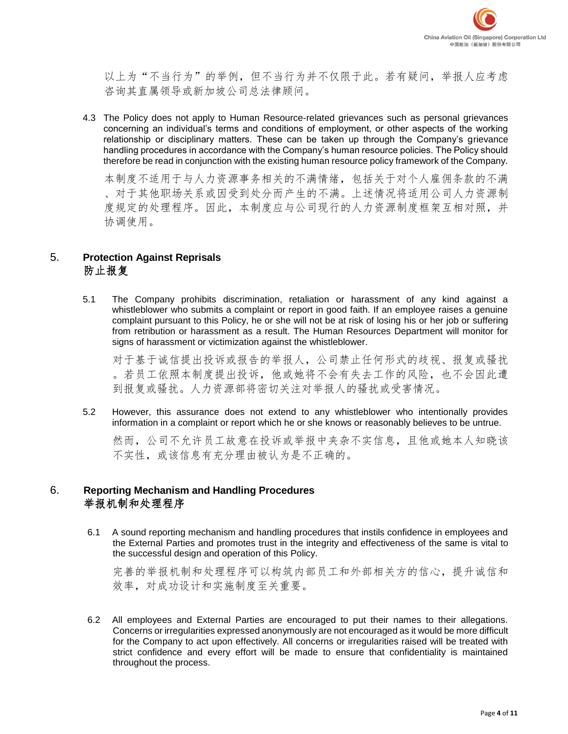以上为“不当行为”的举例，但不当行为并不仅限于此。若有疑问，举报人应考虑咨询其直属领导或新加坡公司总法律顾问。

4.3 The Policy does not apply to Human Resource-related grievances such as personal grievances concerning an individual's terms and conditions of employment, or other aspects of the working relationship or disciplinary matters. These can be taken up through the Company's grievance handling procedures in accordance with the Company's human resource policies. The Policy should therefore be read in conjunction with the existing human resource policy framework of the Company.

本制度不适用于与人力资源事务相关的不满情绪，包括关于对个人雇佣条款的不满、对于其他职场关系或因受到处分而产生的不满。上述情况将适用公司人力资源制度规定的处理程序。因此，本制度应与公司现行的人力资源制度框架互相对照，并协调使用。

## 5. Protection Against Reprisals 防止报复

5.1 The Company prohibits discrimination, retaliation or harassment of any kind against a whistleblower who submits a complaint or report in good faith. If an employee raises a genuine complaint pursuant to this Policy, he or she will not be at risk of losing his or her job or suffering from retribution or harassment as a result. The Human Resources Department will monitor for signs of harassment or victimization against the whistleblower.

对于基于诚信提出投诉或报告的举报人，公司禁止任何形式的歧视、报复或骚扰。若员工依照本制度提出投诉，他或她将不会有失去工作的风险，也不会因此遭到报复或骚扰。人力资源部将密切关注对举报人的骚扰或受害情况。

5.2 However, this assurance does not extend to any whistleblower who intentionally provides information in a complaint or report which he or she knows or reasonably believes to be untrue.

然而，公司不允许员工故意在投诉或举报中夹杂不实信息，且他或她本人知晓该不实性，或该信息有充分理由被认为是不正确的。

## 6. Reporting Mechanism and Handling Procedures 举报机制和处理程序

6.1 A sound reporting mechanism and handling procedures that instils confidence in employees and the External Parties and promotes trust in the integrity and effectiveness of the same is vital to the successful design and operation of this Policy.

完善的举报机制和处理程序可以构筑内部员工和外部相关方的信心，提升诚信和效率，对成功设计和实施制度至关重要。

6.2 All employees and External Parties are encouraged to put their names to their allegations. Concerns or irregularities expressed anonymously are not encouraged as it would be more difficult for the Company to act upon effectively. All concerns or irregularities raised will be treated with strict confidence and every effort will be made to ensure that confidentiality is maintained throughout the process.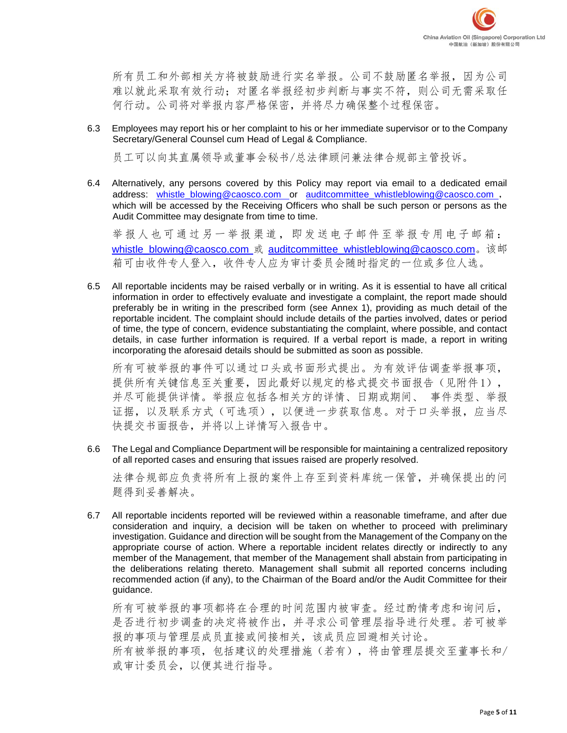所有员工和外部相关方将被鼓励进行实名举报。公司不鼓励匿名举报，因为公司难以就此采取有效行动；对匿名举报经初步判断与事实不符，则公司无需采取任何行动。公司将对举报内容严格保密，并将尽力确保整个过程保密。

6.3 Employees may report his or her complaint to his or her immediate supervisor or to the Company Secretary/General Counsel cum Head of Legal & Compliance.

员工可以向其直属领导或董事会秘书/总法律顾问兼法律合规部主管投诉。

6.4 Alternatively, any persons covered by this Policy may report via email to a dedicated email address: whistle_blowing@caosco.com or auditcommittee_whistleblowing@caosco.com, which will be accessed by the Receiving Officers who shall be such person or persons as the Audit Committee may designate from time to time.

举报人也可通过另一举报渠道，即发送电子邮件至举报专用电子邮箱：whistle_blowing@caosco.com 或 auditcommittee_whistleblowing@caosco.com。该邮箱可由收件专人登入，收件专人应为审计委员会随时指定的一位或多位人选。

6.5 All reportable incidents may be raised verbally or in writing. As it is essential to have all critical information in order to effectively evaluate and investigate a complaint, the report made should preferably be in writing in the prescribed form (see Annex 1), providing as much detail of the reportable incident. The complaint should include details of the parties involved, dates or period of time, the type of concern, evidence substantiating the complaint, where possible, and contact details, in case further information is required. If a verbal report is made, a report in writing incorporating the aforesaid details should be submitted as soon as possible.

所有可被举报的事件可以通过口头或书面形式提出。为有效评估调查举报事项，提供所有关键信息至关重要，因此最好以规定的格式提交书面报告（见附件1），并尽可能提供详情。举报应包括各相关方的详情、日期或期间、 事件类型、举报证据，以及联系方式（可选项），以便进一步获取信息。对于口头举报，应当尽快提交书面报告，并将以上详情写入报告中。

6.6 The Legal and Compliance Department will be responsible for maintaining a centralized repository of all reported cases and ensuring that issues raised are properly resolved.

法律合规部应负责将所有上报的案件上存至到资料库统一保管，并确保提出的问题得到妥善解决。

6.7 All reportable incidents reported will be reviewed within a reasonable timeframe, and after due consideration and inquiry, a decision will be taken on whether to proceed with preliminary investigation. Guidance and direction will be sought from the Management of the Company on the appropriate course of action. Where a reportable incident relates directly or indirectly to any member of the Management, that member of the Management shall abstain from participating in the deliberations relating thereto. Management shall submit all reported concerns including recommended action (if any), to the Chairman of the Board and/or the Audit Committee for their guidance.

所有可被举报的事项都将在合理的时间范围内被审查。经过酌情考虑和询问后，是否进行初步调查的决定将被作出，并寻求公司管理层指导进行处理。若可被举报的事项与管理层成员直接或间接相关，该成员应回避相关讨论。
所有被举报的事项，包括建议的处理措施（若有），将由管理层提交至董事长和/或审计委员会，以便其进行指导。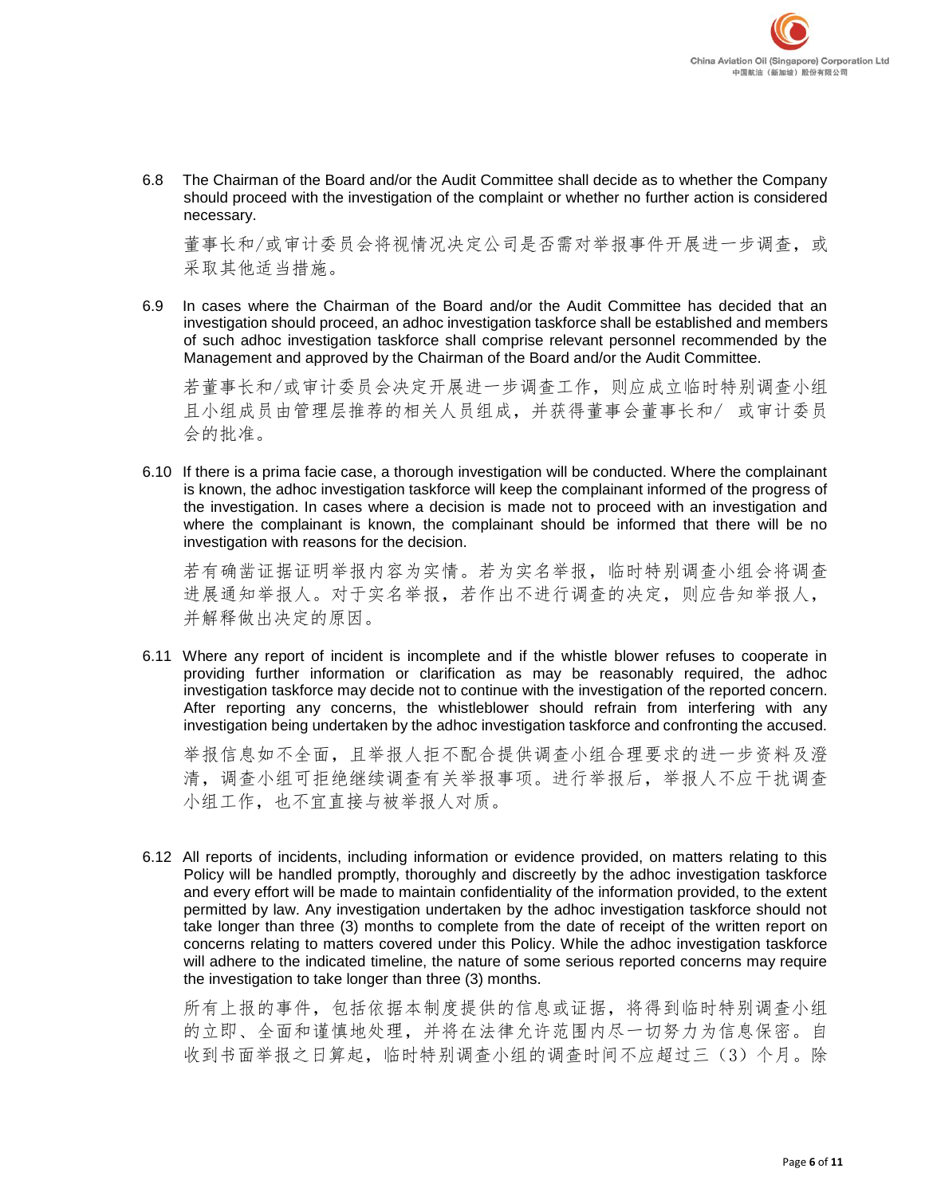6.8 The Chairman of the Board and/or the Audit Committee shall decide as to whether the Company should proceed with the investigation of the complaint or whether no further action is considered necessary.

董事长和/或审计委员会将视情况决定公司是否需对举报事件开展进一步调查，或采取其他适当措施。

6.9 In cases where the Chairman of the Board and/or the Audit Committee has decided that an investigation should proceed, an adhoc investigation taskforce shall be established and members of such adhoc investigation taskforce shall comprise relevant personnel recommended by the Management and approved by the Chairman of the Board and/or the Audit Committee.

若董事长和/或审计委员会决定开展进一步调查工作，则应成立临时特别调查小组且小组成员由管理层推荐的相关人员组成，并获得董事会董事长和/ 或审计委员会的批准。

6.10 If there is a prima facie case, a thorough investigation will be conducted. Where the complainant is known, the adhoc investigation taskforce will keep the complainant informed of the progress of the investigation. In cases where a decision is made not to proceed with an investigation and where the complainant is known, the complainant should be informed that there will be no investigation with reasons for the decision.

若有确凿证据证明举报内容为实情。若为实名举报，临时特别调查小组会将调查进展通知举报人。对于实名举报，若作出不进行调查的决定，则应告知举报人，并解释做出决定的原因。

6.11 Where any report of incident is incomplete and if the whistle blower refuses to cooperate in providing further information or clarification as may be reasonably required, the adhoc investigation taskforce may decide not to continue with the investigation of the reported concern. After reporting any concerns, the whistleblower should refrain from interfering with any investigation being undertaken by the adhoc investigation taskforce and confronting the accused.

举报信息如不全面，且举报人拒不配合提供调查小组合理要求的进一步资料及澄清，调查小组可拒绝继续调查有关举报事项。进行举报后，举报人不应干扰调查小组工作，也不宜直接与被举报人对质。

6.12 All reports of incidents, including information or evidence provided, on matters relating to this Policy will be handled promptly, thoroughly and discreetly by the adhoc investigation taskforce and every effort will be made to maintain confidentiality of the information provided, to the extent permitted by law. Any investigation undertaken by the adhoc investigation taskforce should not take longer than three (3) months to complete from the date of receipt of the written report on concerns relating to matters covered under this Policy. While the adhoc investigation taskforce will adhere to the indicated timeline, the nature of some serious reported concerns may require the investigation to take longer than three (3) months.

所有上报的事件，包括依据本制度提供的信息或证据，将得到临时特别调查小组的立即、全面和谨慎地处理，并将在法律允许范围内尽一切努力为信息保密。自收到书面举报之日算起，临时特别调查小组的调查时间不应超过三（3）个月。除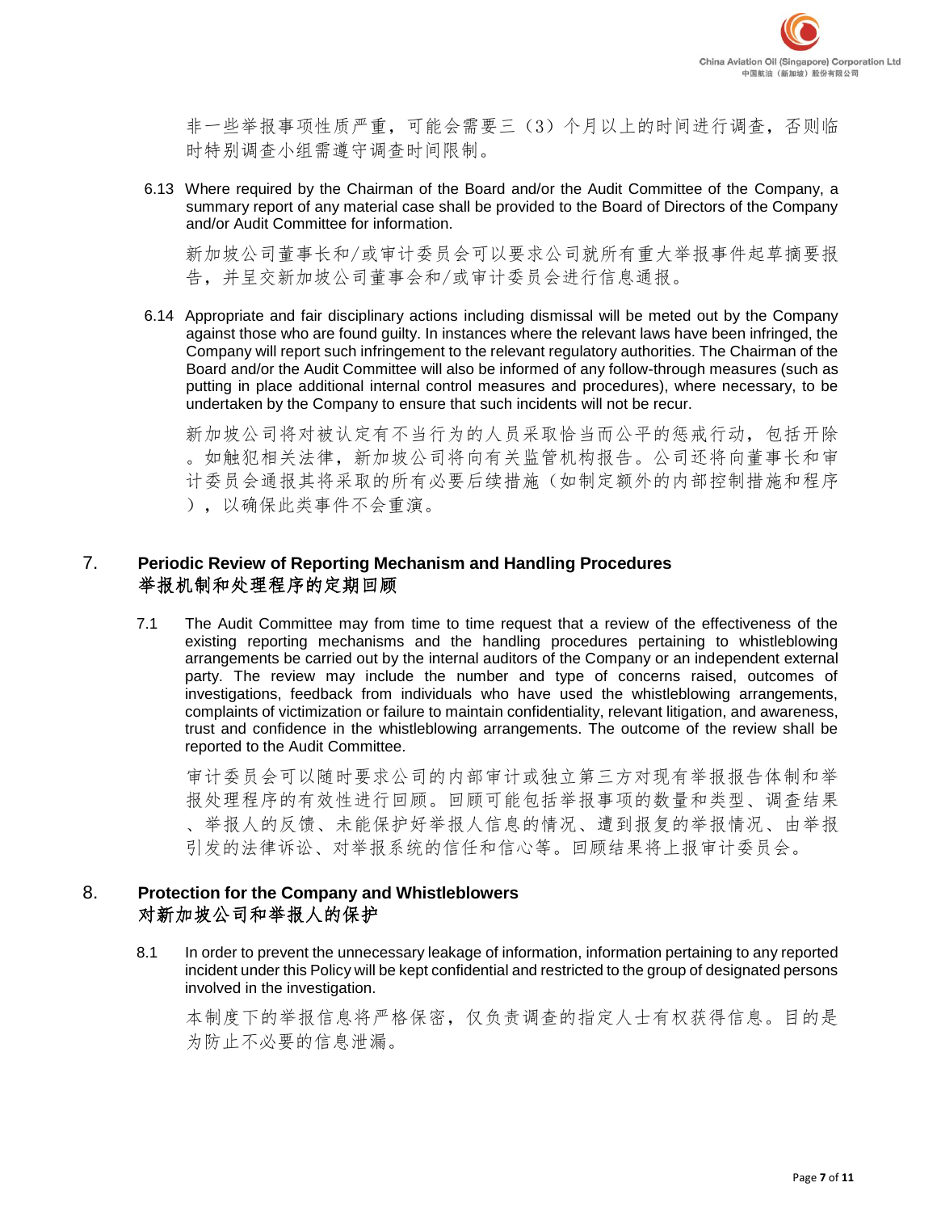非一些举报事项性质严重，可能会需要三（3）个月以上的时间进行调查，否则临时特别调查小组需遵守调查时间限制。

6.13 Where required by the Chairman of the Board and/or the Audit Committee of the Company, a summary report of any material case shall be provided to the Board of Directors of the Company and/or Audit Committee for information.

新加坡公司董事长和/或审计委员会可以要求公司就所有重大举报事件起草摘要报告，并呈交新加坡公司董事会和/或审计委员会进行信息通报。

6.14 Appropriate and fair disciplinary actions including dismissal will be meted out by the Company against those who are found guilty. In instances where the relevant laws have been infringed, the Company will report such infringement to the relevant regulatory authorities. The Chairman of the Board and/or the Audit Committee will also be informed of any follow-through measures (such as putting in place additional internal control measures and procedures), where necessary, to be undertaken by the Company to ensure that such incidents will not be recur.

新加坡公司将对被认定有不当行为的人员采取恰当而公平的惩戒行动，包括开除。如触犯相关法律，新加坡公司将向有关监管机构报告。公司还将向董事长和审计委员会通报其将采取的所有必要后续措施（如制定额外的内部控制措施和程序），以确保此类事件不会重演。

## 7. Periodic Review of Reporting Mechanism and Handling Procedures 举报机制和处理程序的定期回顾

7.1 The Audit Committee may from time to time request that a review of the effectiveness of the existing reporting mechanisms and the handling procedures pertaining to whistleblowing arrangements be carried out by the internal auditors of the Company or an independent external party. The review may include the number and type of concerns raised, outcomes of investigations, feedback from individuals who have used the whistleblowing arrangements, complaints of victimization or failure to maintain confidentiality, relevant litigation, and awareness, trust and confidence in the whistleblowing arrangements. The outcome of the review shall be reported to the Audit Committee.

审计委员会可以随时要求公司的内部审计或独立第三方对现有举报报告体制和举报处理程序的有效性进行回顾。回顾可能包括举报事项的数量和类型、调查结果、举报人的反馈、未能保护好举报人信息的情况、遭到报复的举报情况、由举报引发的法律诉讼、对举报系统的信任和信心等。回顾结果将上报审计委员会。

## 8. Protection for the Company and Whistleblowers 对新加坡公司和举报人的保护

8.1 In order to prevent the unnecessary leakage of information, information pertaining to any reported incident under this Policy will be kept confidential and restricted to the group of designated persons involved in the investigation.

本制度下的举报信息将严格保密，仅负责调查的指定人士有权获得信息。目的是为防止不必要的信息泄漏。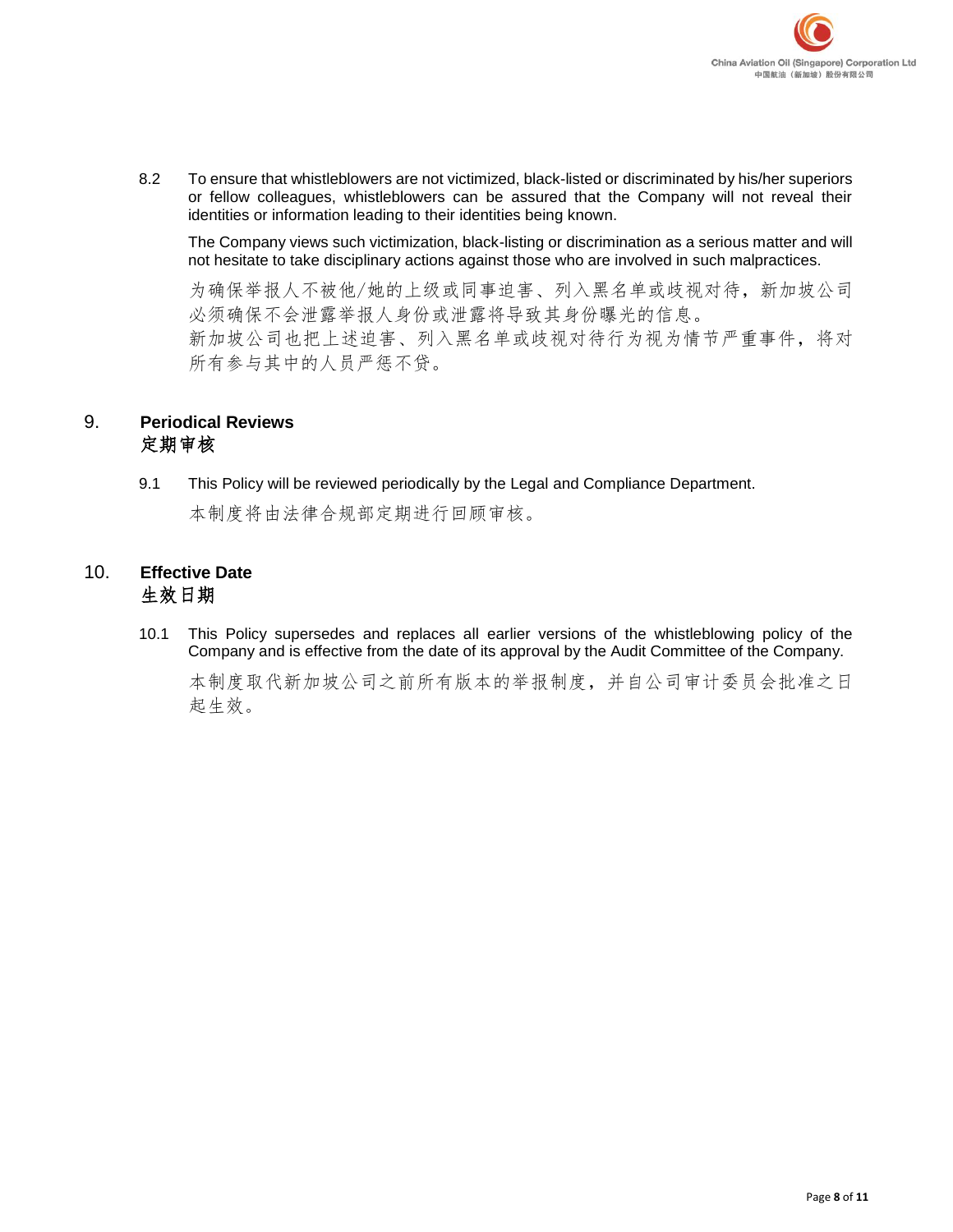8.2 To ensure that whistleblowers are not victimized, black-listed or discriminated by his/her superiors or fellow colleagues, whistleblowers can be assured that the Company will not reveal their identities or information leading to their identities being known.

The Company views such victimization, black-listing or discrimination as a serious matter and will not hesitate to take disciplinary actions against those who are involved in such malpractices.

为确保举报人不被他/她的上级或同事迫害、列入黑名单或歧视对待，新加坡公司必须确保不会泄露举报人身份或泄露将导致其身份曝光的信息。
新加坡公司也把上述迫害、列入黑名单或歧视对待行为视为情节严重事件，将对所有参与其中的人员严惩不贷。

## 9. Periodical Reviews
## 定期审核

9.1 This Policy will be reviewed periodically by the Legal and Compliance Department.

本制度将由法律合规部定期进行回顾审核。

## 10. Effective Date
## 生效日期

10.1 This Policy supersedes and replaces all earlier versions of the whistleblowing policy of the Company and is effective from the date of its approval by the Audit Committee of the Company.

本制度取代新加坡公司之前所有版本的举报制度，并自公司审计委员会批准之日起生效。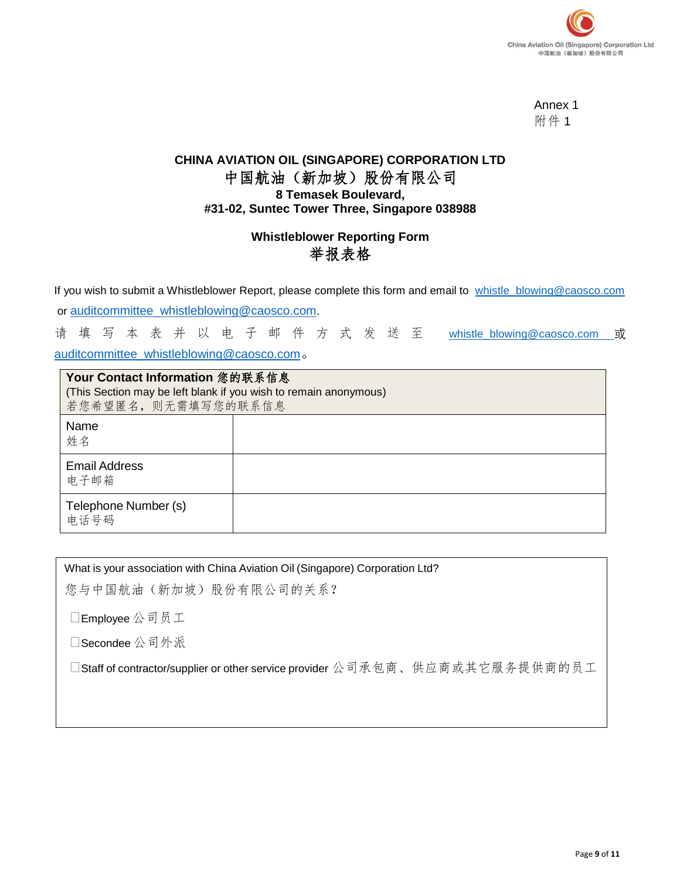Annex 1
附件 1

**CHINA AVIATION OIL (SINGAPORE) CORPORATION LTD**
**中国航油（新加坡）股份有限公司**
**8 Temasek Boulevard,**
**#31-02, Suntec Tower Three, Singapore 038988**

## Whistleblower Reporting Form
## 举报表格

If you wish to submit a Whistleblower Report, please complete this form and email to whistle_blowing@caosco.com or auditcommittee_whistleblowing@caosco.com.

请填写本表并以电子邮件方式发送至 whistle_blowing@caosco.com 或 auditcommittee_whistleblowing@caosco.com。

| **Your Contact Information 您的联系信息**<br>(This Section may be left blank if you wish to remain anonymous)<br>若您希望匿名，则无需填写您的联系信息 | |
|---|---|
| Name<br>姓名 | |
| Email Address<br>电子邮箱 | |
| Telephone Number (s)<br>电话号码 | |

What is your association with China Aviation Oil (Singapore) Corporation Ltd?

您与中国航油（新加坡）股份有限公司的关系？

- ☐ Employee 公司员工
- ☐ Secondee 公司外派
- ☐ Staff of contractor/supplier or other service provider 公司承包商、供应商或其它服务提供商的员工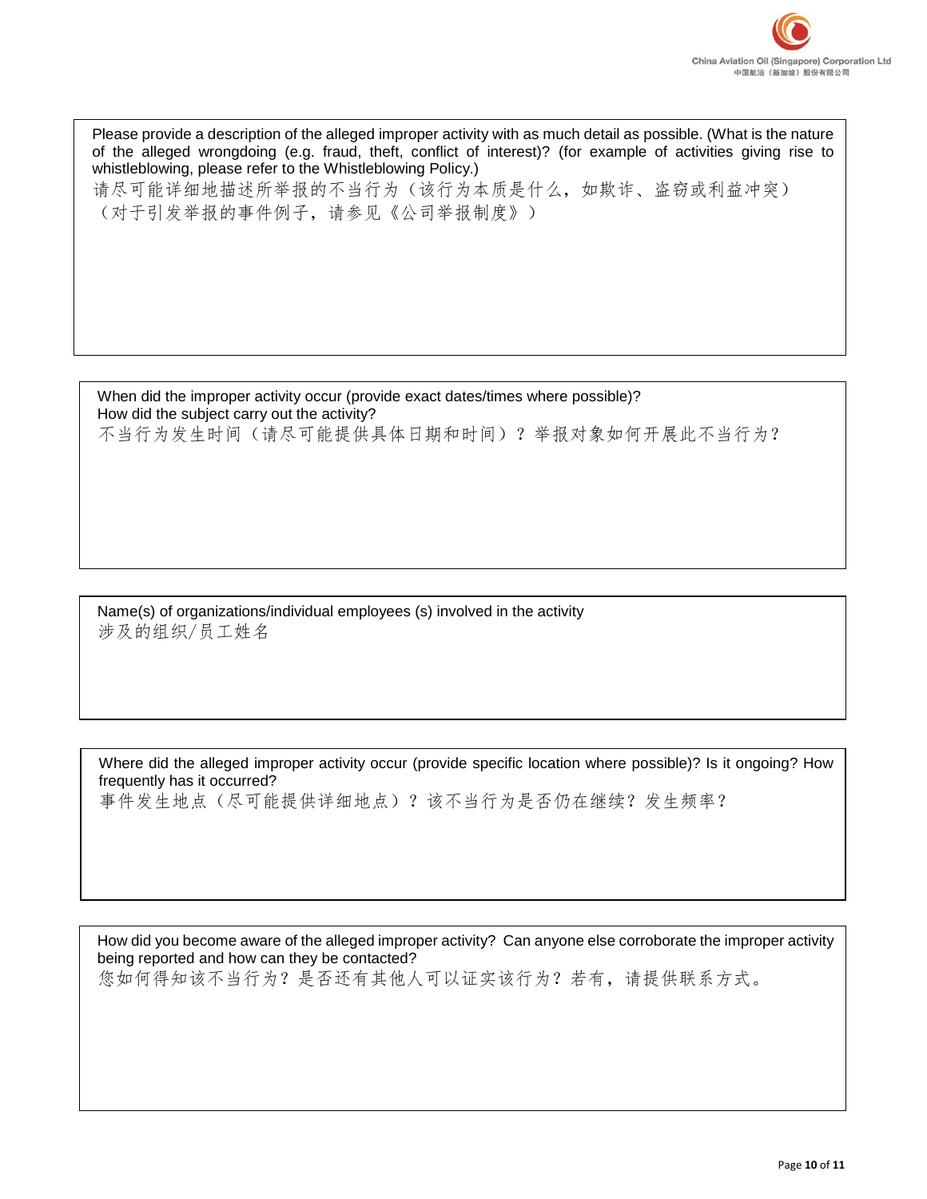Please provide a description of the alleged improper activity with as much detail as possible. (What is the nature of the alleged wrongdoing (e.g. fraud, theft, conflict of interest)? (for example of activities giving rise to whistleblowing, please refer to the Whistleblowing Policy.)
请尽可能详细地描述所举报的不当行为（该行为本质是什么，如欺诈、盗窃或利益冲突）（对于引发举报的事件例子，请参见《公司举报制度》）

When did the improper activity occur (provide exact dates/times where possible)?
How did the subject carry out the activity?
不当行为发生时间（请尽可能提供具体日期和时间）？举报对象如何开展此不当行为？

Name(s) of organizations/individual employees (s) involved in the activity
涉及的组织/员工姓名

Where did the alleged improper activity occur (provide specific location where possible)? Is it ongoing? How frequently has it occurred?
事件发生地点（尽可能提供详细地点）？该不当行为是否仍在继续？发生频率？

How did you become aware of the alleged improper activity? Can anyone else corroborate the improper activity being reported and how can they be contacted?
您如何得知该不当行为？是否还有其他人可以证实该行为？若有，请提供联系方式。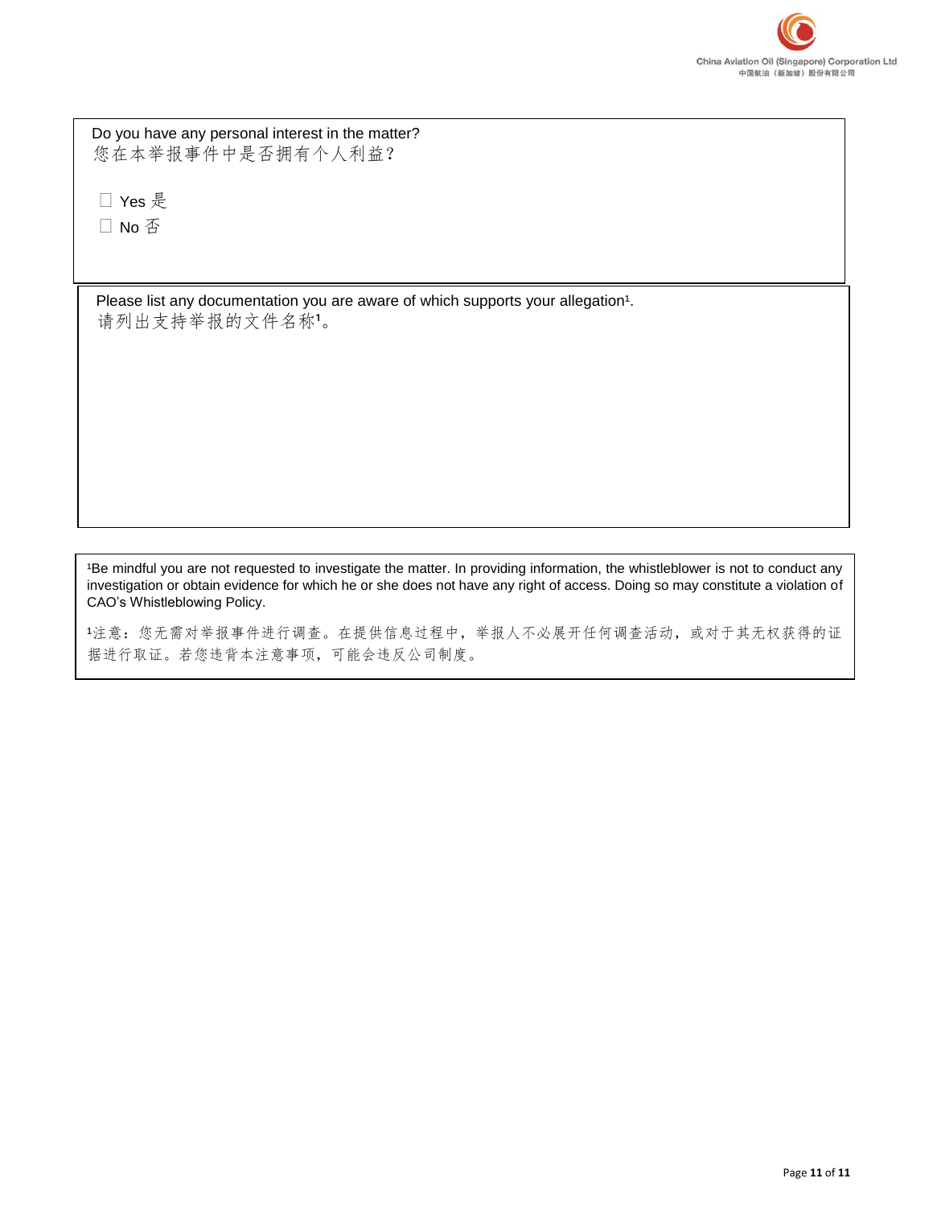Do you have any personal interest in the matter?
您在本举报事件中是否拥有个人利益?

☐ Yes 是
☐ No 否

Please list any documentation you are aware of which supports your allegation[1].
请列出支持举报的文件名称[1]。

[1]Be mindful you are not requested to investigate the matter. In providing information, the whistleblower is not to conduct any investigation or obtain evidence for which he or she does not have any right of access. Doing so may constitute a violation of CAO's Whistleblowing Policy.

[1]注意：您无需对举报事件进行调查。在提供信息过程中，举报人不必展开任何调查活动，或对于其无权获得的证据进行取证。若您违背本注意事项，可能会违反公司制度。